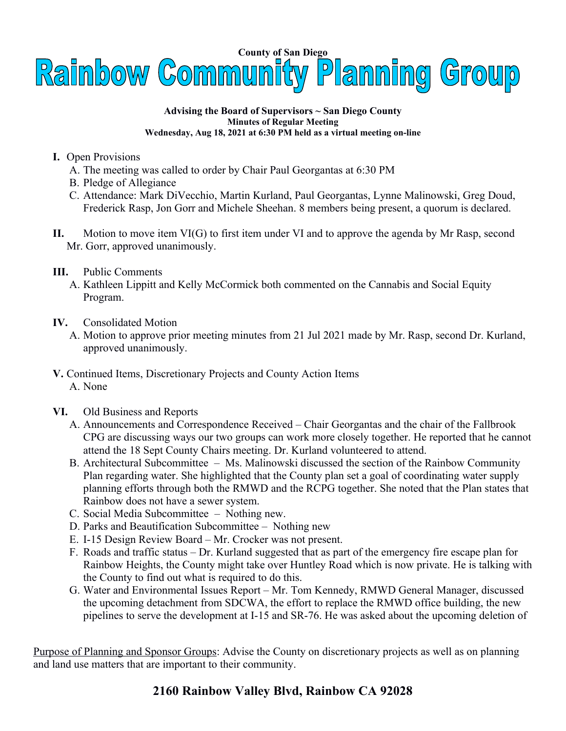County of San Diego

# Rainbow Community Planning Group

**Advising the Board of Supervisors ~ San Diego County**
**Minutes of Regular Meeting**
**Wednesday, Aug 18, 2021 at 6:30 PM held as a virtual meeting on-line**

**I.** Open Provisions
- A. The meeting was called to order by Chair Paul Georgantas at 6:30 PM
- B. Pledge of Allegiance
- C. Attendance: Mark DiVecchio, Martin Kurland, Paul Georgantas, Lynne Malinowski, Greg Doud, Frederick Rasp, Jon Gorr and Michele Sheehan. 8 members being present, a quorum is declared.

**II.** Motion to move item VI(G) to first item under VI and to approve the agenda by Mr Rasp, second Mr. Gorr, approved unanimously.

**III.** Public Comments
- A. Kathleen Lippitt and Kelly McCormick both commented on the Cannabis and Social Equity Program.

**IV.** Consolidated Motion
- A. Motion to approve prior meeting minutes from 21 Jul 2021 made by Mr. Rasp, second Dr. Kurland, approved unanimously.

**V.** Continued Items, Discretionary Projects and County Action Items
- A. None

**VI.** Old Business and Reports
- A. Announcements and Correspondence Received – Chair Georgantas and the chair of the Fallbrook CPG are discussing ways our two groups can work more closely together. He reported that he cannot attend the 18 Sept County Chairs meeting. Dr. Kurland volunteered to attend.
- B. Architectural Subcommittee – Ms. Malinowski discussed the section of the Rainbow Community Plan regarding water. She highlighted that the County plan set a goal of coordinating water supply planning efforts through both the RMWD and the RCPG together. She noted that the Plan states that Rainbow does not have a sewer system.
- C. Social Media Subcommittee – Nothing new.
- D. Parks and Beautification Subcommittee – Nothing new
- E. I-15 Design Review Board – Mr. Crocker was not present.
- F. Roads and traffic status – Dr. Kurland suggested that as part of the emergency fire escape plan for Rainbow Heights, the County might take over Huntley Road which is now private. He is talking with the County to find out what is required to do this.
- G. Water and Environmental Issues Report – Mr. Tom Kennedy, RMWD General Manager, discussed the upcoming detachment from SDCWA, the effort to replace the RMWD office building, the new pipelines to serve the development at I-15 and SR-76. He was asked about the upcoming deletion of

<u>Purpose of Planning and Sponsor Groups</u>: Advise the County on discretionary projects as well as on planning and land use matters that are important to their community.

**2160 Rainbow Valley Blvd, Rainbow CA 92028**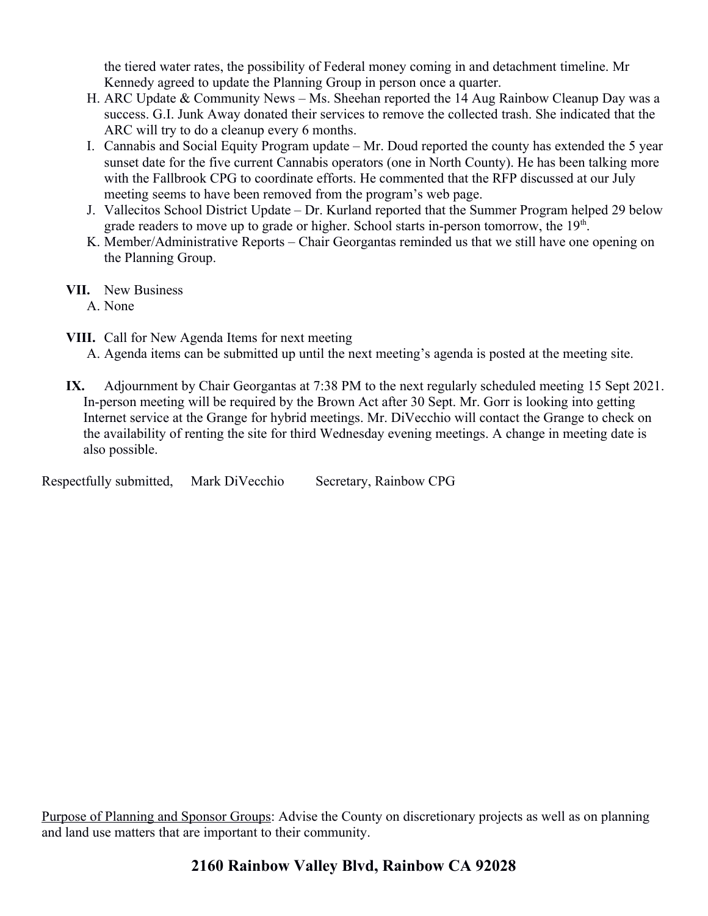the tiered water rates, the possibility of Federal money coming in and detachment timeline. Mr Kennedy agreed to update the Planning Group in person once a quarter.

H. ARC Update & Community News – Ms. Sheehan reported the 14 Aug Rainbow Cleanup Day was a success. G.I. Junk Away donated their services to remove the collected trash. She indicated that the ARC will try to do a cleanup every 6 months.

I. Cannabis and Social Equity Program update – Mr. Doud reported the county has extended the 5 year sunset date for the five current Cannabis operators (one in North County). He has been talking more with the Fallbrook CPG to coordinate efforts. He commented that the RFP discussed at our July meeting seems to have been removed from the program's web page.

J. Vallecitos School District Update – Dr. Kurland reported that the Summer Program helped 29 below grade readers to move up to grade or higher. School starts in-person tomorrow, the 19th.

K. Member/Administrative Reports – Chair Georgantas reminded us that we still have one opening on the Planning Group.

**VII.** New Business

A. None

**VIII.** Call for New Agenda Items for next meeting

A. Agenda items can be submitted up until the next meeting's agenda is posted at the meeting site.

**IX.** Adjournment by Chair Georgantas at 7:38 PM to the next regularly scheduled meeting 15 Sept 2021. In-person meeting will be required by the Brown Act after 30 Sept. Mr. Gorr is looking into getting Internet service at the Grange for hybrid meetings. Mr. DiVecchio will contact the Grange to check on the availability of renting the site for third Wednesday evening meetings. A change in meeting date is also possible.

Respectfully submitted, Mark DiVecchio Secretary, Rainbow CPG

Purpose of Planning and Sponsor Groups: Advise the County on discretionary projects as well as on planning and land use matters that are important to their community.

**2160 Rainbow Valley Blvd, Rainbow CA 92028**